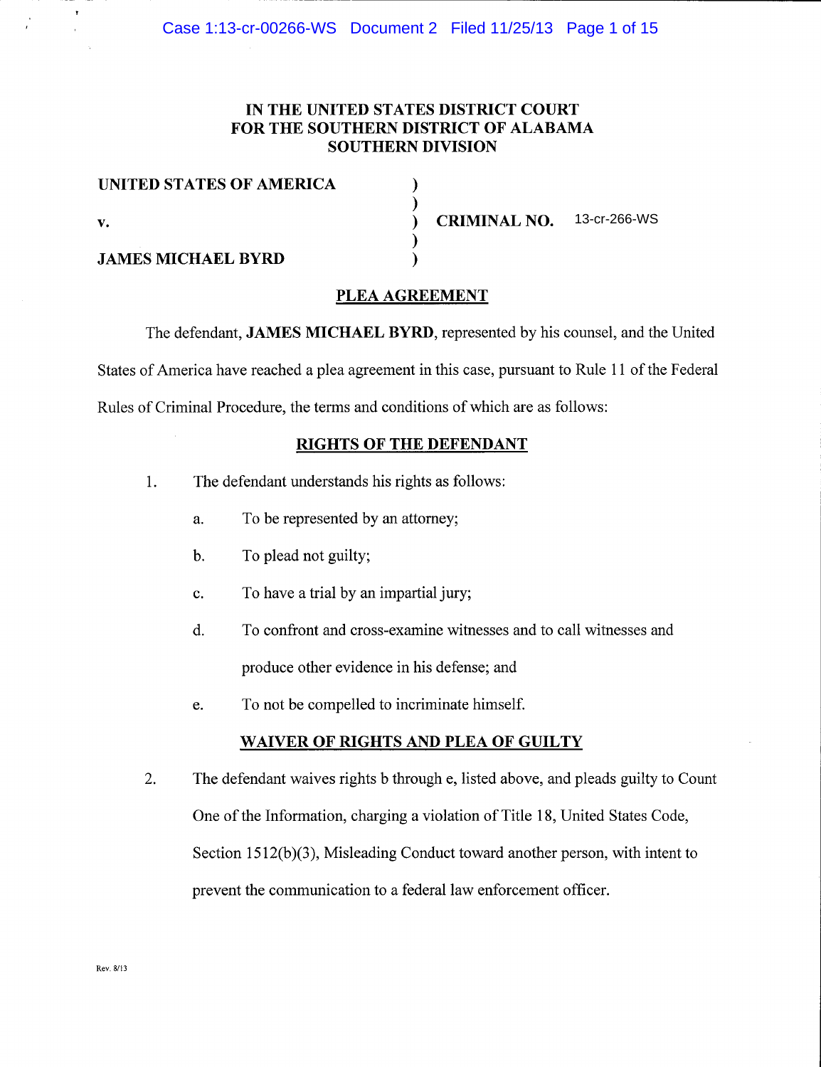# IN THE UNITED STATES DISTRICT COURT FOR THE SOUTHERN DISTRICT OF ALABAMA SOUTHERN DIVISION

**UNITED STATES OF AMERICA** )
)
**v.** ) **CRIMINAL NO.** 13-cr-266-WS
)
**JAMES MICHAEL BYRD** )

## PLEA AGREEMENT

The defendant, **JAMES MICHAEL BYRD**, represented by his counsel, and the United States of America have reached a plea agreement in this case, pursuant to Rule 11 of the Federal Rules of Criminal Procedure, the terms and conditions of which are as follows:

## RIGHTS OF THE DEFENDANT

1. The defendant understands his rights as follows:

   a. To be represented by an attorney;

   b. To plead not guilty;

   c. To have a trial by an impartial jury;

   d. To confront and cross-examine witnesses and to call witnesses and produce other evidence in his defense; and

   e. To not be compelled to incriminate himself.

## WAIVER OF RIGHTS AND PLEA OF GUILTY

2. The defendant waives rights b through e, listed above, and pleads guilty to Count One of the Information, charging a violation of Title 18, United States Code, Section 1512(b)(3), Misleading Conduct toward another person, with intent to prevent the communication to a federal law enforcement officer.

Rev. 8/13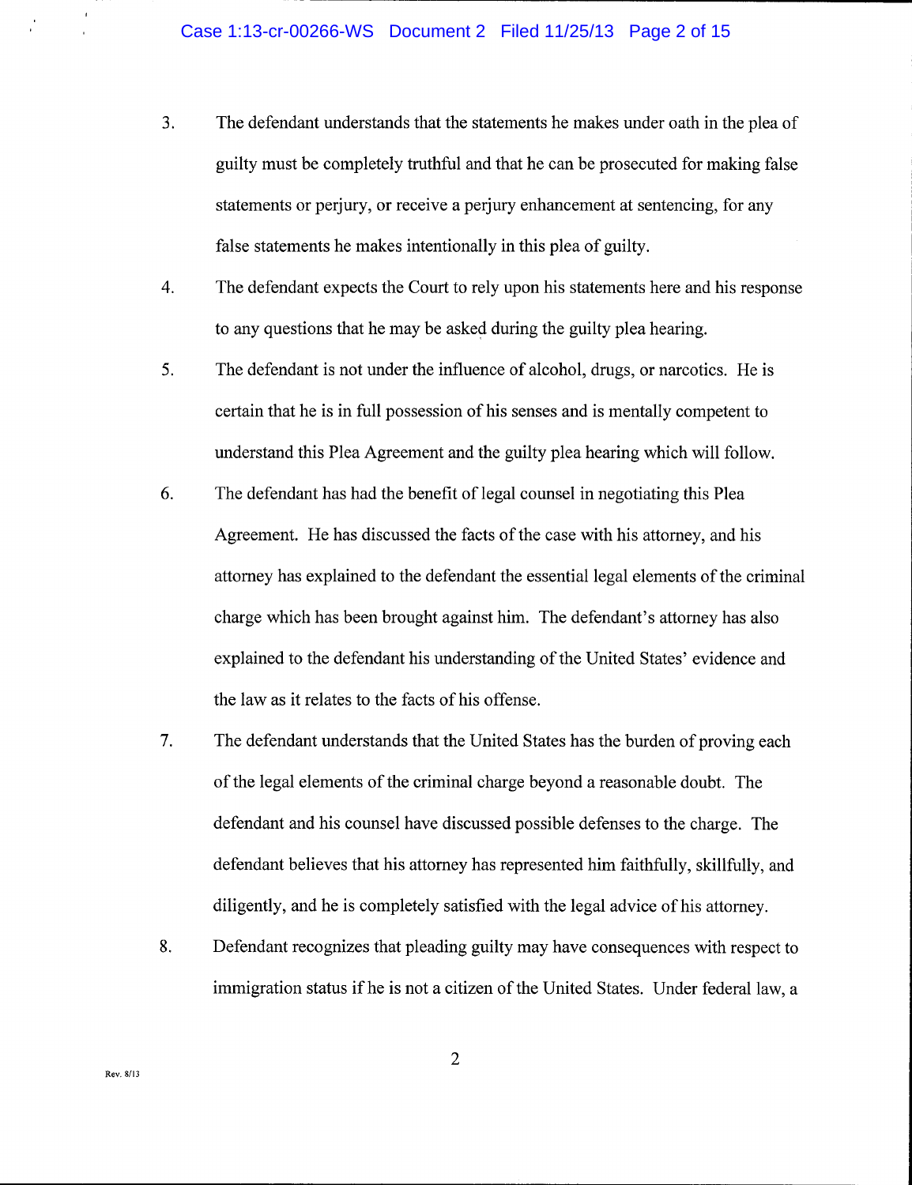3. The defendant understands that the statements he makes under oath in the plea of guilty must be completely truthful and that he can be prosecuted for making false statements or perjury, or receive a perjury enhancement at sentencing, for any false statements he makes intentionally in this plea of guilty.

4. The defendant expects the Court to rely upon his statements here and his response to any questions that he may be asked during the guilty plea hearing.

5. The defendant is not under the influence of alcohol, drugs, or narcotics. He is certain that he is in full possession of his senses and is mentally competent to understand this Plea Agreement and the guilty plea hearing which will follow.

6. The defendant has had the benefit of legal counsel in negotiating this Plea Agreement. He has discussed the facts of the case with his attorney, and his attorney has explained to the defendant the essential legal elements of the criminal charge which has been brought against him. The defendant's attorney has also explained to the defendant his understanding of the United States' evidence and the law as it relates to the facts of his offense.

7. The defendant understands that the United States has the burden of proving each of the legal elements of the criminal charge beyond a reasonable doubt. The defendant and his counsel have discussed possible defenses to the charge. The defendant believes that his attorney has represented him faithfully, skillfully, and diligently, and he is completely satisfied with the legal advice of his attorney.

8. Defendant recognizes that pleading guilty may have consequences with respect to immigration status if he is not a citizen of the United States. Under federal law, a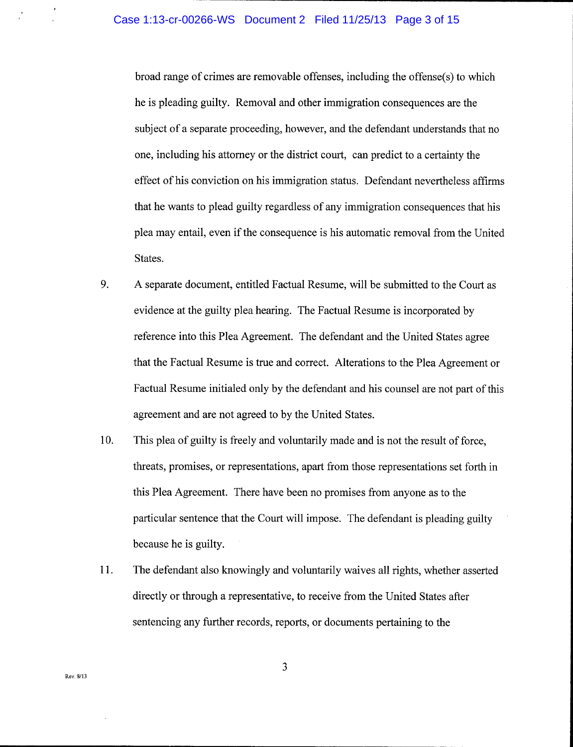broad range of crimes are removable offenses, including the offense(s) to which he is pleading guilty. Removal and other immigration consequences are the subject of a separate proceeding, however, and the defendant understands that no one, including his attorney or the district court, can predict to a certainty the effect of his conviction on his immigration status. Defendant nevertheless affirms that he wants to plead guilty regardless of any immigration consequences that his plea may entail, even if the consequence is his automatic removal from the United States.

9. A separate document, entitled Factual Resume, will be submitted to the Court as evidence at the guilty plea hearing. The Factual Resume is incorporated by reference into this Plea Agreement. The defendant and the United States agree that the Factual Resume is true and correct. Alterations to the Plea Agreement or Factual Resume initialed only by the defendant and his counsel are not part of this agreement and are not agreed to by the United States.

10. This plea of guilty is freely and voluntarily made and is not the result of force, threats, promises, or representations, apart from those representations set forth in this Plea Agreement. There have been no promises from anyone as to the particular sentence that the Court will impose. The defendant is pleading guilty because he is guilty.

11. The defendant also knowingly and voluntarily waives all rights, whether asserted directly or through a representative, to receive from the United States after sentencing any further records, reports, or documents pertaining to the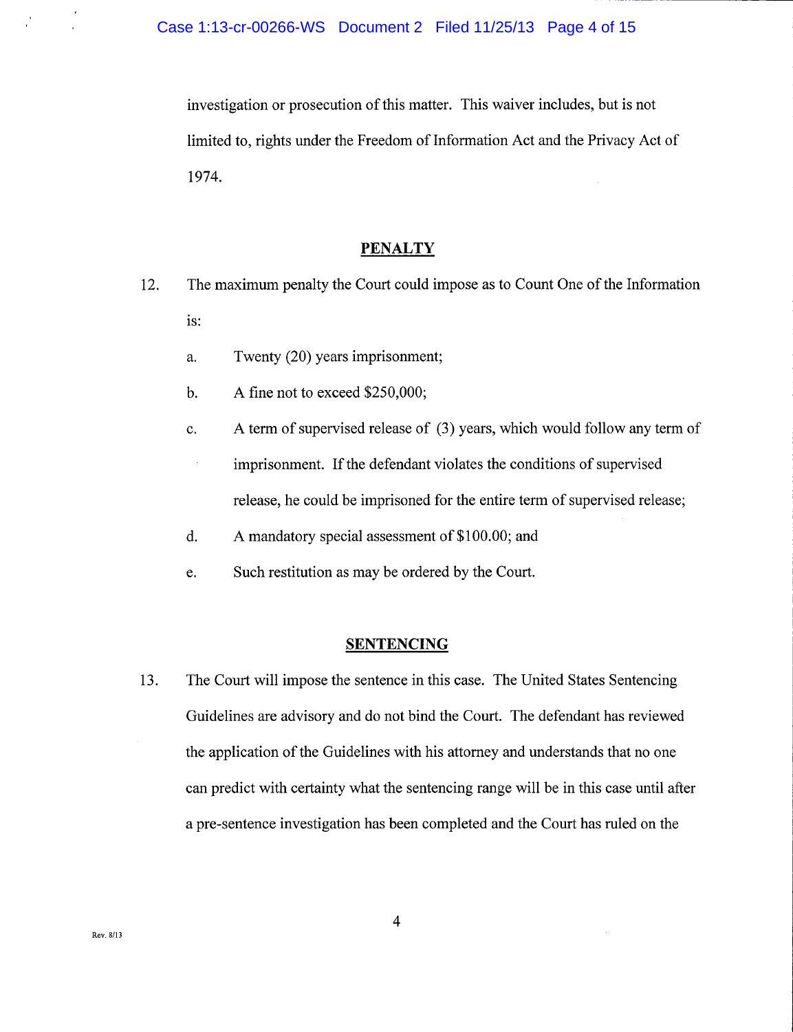investigation or prosecution of this matter. This waiver includes, but is not limited to, rights under the Freedom of Information Act and the Privacy Act of 1974.

## PENALTY

12. The maximum penalty the Court could impose as to Count One of the Information is:

    a. Twenty (20) years imprisonment;

    b. A fine not to exceed $250,000;

    c. A term of supervised release of (3) years, which would follow any term of imprisonment. If the defendant violates the conditions of supervised release, he could be imprisoned for the entire term of supervised release;

    d. A mandatory special assessment of $100.00; and

    e. Such restitution as may be ordered by the Court.

## SENTENCING

13. The Court will impose the sentence in this case. The United States Sentencing Guidelines are advisory and do not bind the Court. The defendant has reviewed the application of the Guidelines with his attorney and understands that no one can predict with certainty what the sentencing range will be in this case until after a pre-sentence investigation has been completed and the Court has ruled on the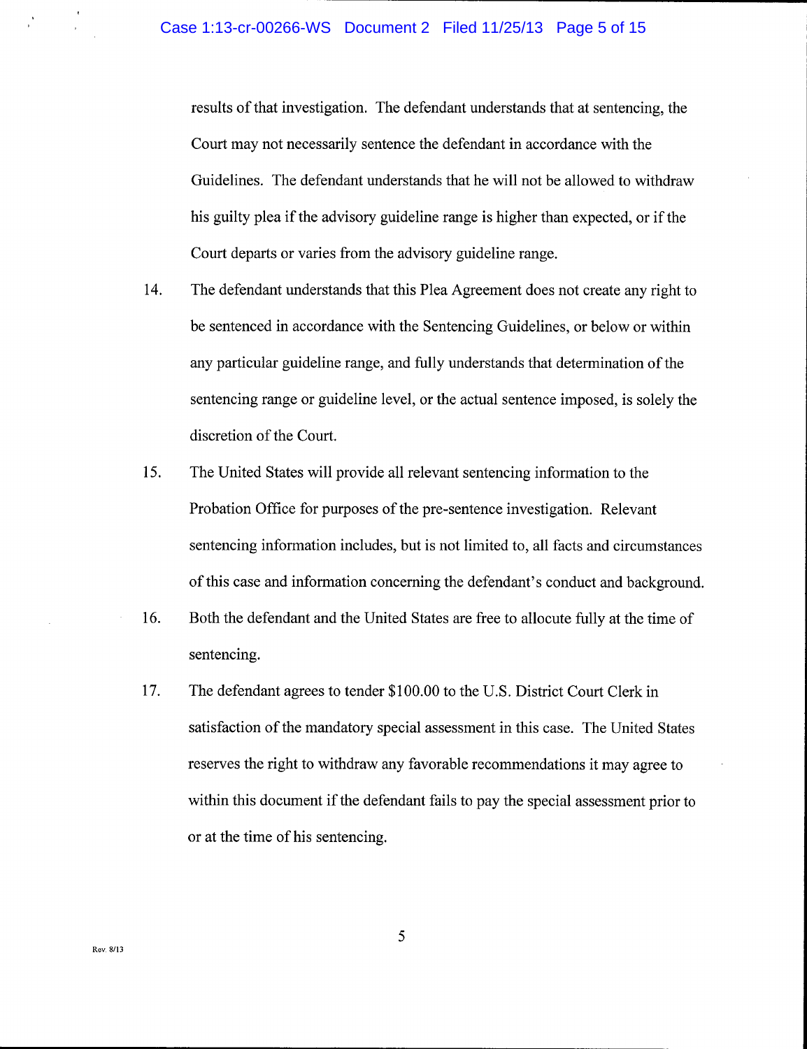results of that investigation. The defendant understands that at sentencing, the Court may not necessarily sentence the defendant in accordance with the Guidelines. The defendant understands that he will not be allowed to withdraw his guilty plea if the advisory guideline range is higher than expected, or if the Court departs or varies from the advisory guideline range.

14. The defendant understands that this Plea Agreement does not create any right to be sentenced in accordance with the Sentencing Guidelines, or below or within any particular guideline range, and fully understands that determination of the sentencing range or guideline level, or the actual sentence imposed, is solely the discretion of the Court.

15. The United States will provide all relevant sentencing information to the Probation Office for purposes of the pre-sentence investigation. Relevant sentencing information includes, but is not limited to, all facts and circumstances of this case and information concerning the defendant's conduct and background.

16. Both the defendant and the United States are free to allocute fully at the time of sentencing.

17. The defendant agrees to tender $100.00 to the U.S. District Court Clerk in satisfaction of the mandatory special assessment in this case. The United States reserves the right to withdraw any favorable recommendations it may agree to within this document if the defendant fails to pay the special assessment prior to or at the time of his sentencing.

Rev. 8/13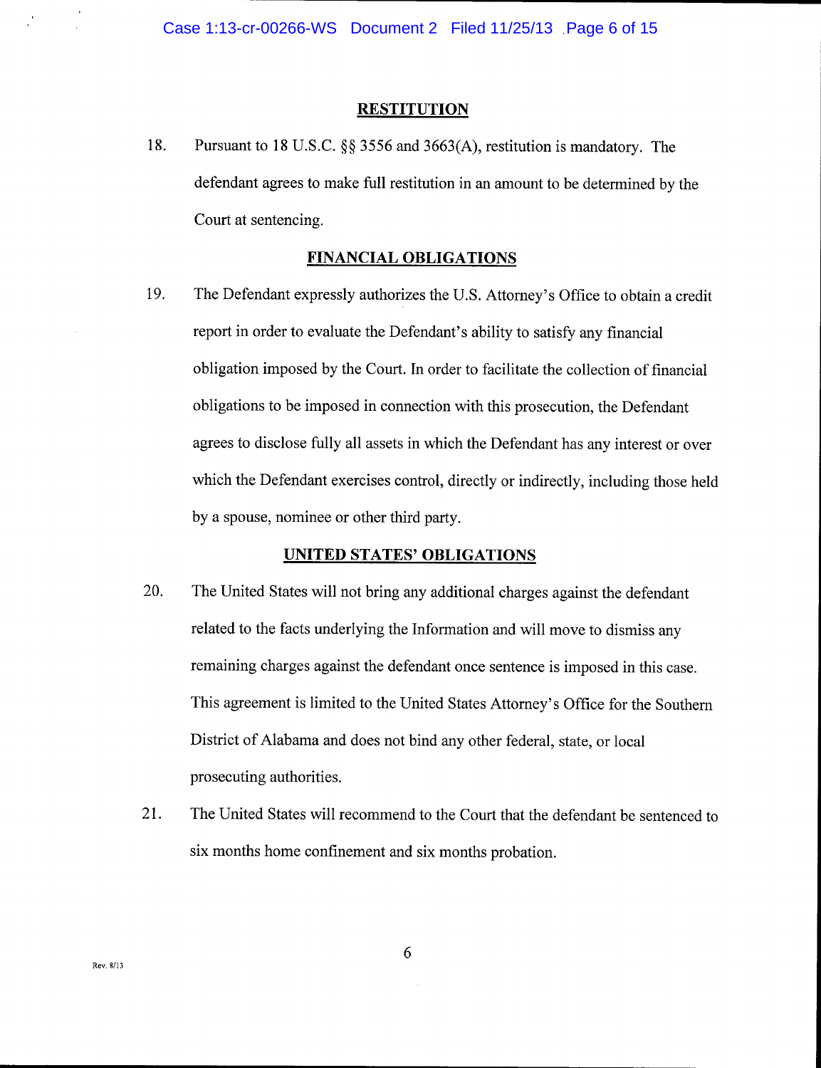## RESTITUTION

18. Pursuant to 18 U.S.C. §§ 3556 and 3663(A), restitution is mandatory. The defendant agrees to make full restitution in an amount to be determined by the Court at sentencing.

## FINANCIAL OBLIGATIONS

19. The Defendant expressly authorizes the U.S. Attorney's Office to obtain a credit report in order to evaluate the Defendant's ability to satisfy any financial obligation imposed by the Court. In order to facilitate the collection of financial obligations to be imposed in connection with this prosecution, the Defendant agrees to disclose fully all assets in which the Defendant has any interest or over which the Defendant exercises control, directly or indirectly, including those held by a spouse, nominee or other third party.

## UNITED STATES' OBLIGATIONS

20. The United States will not bring any additional charges against the defendant related to the facts underlying the Information and will move to dismiss any remaining charges against the defendant once sentence is imposed in this case. This agreement is limited to the United States Attorney's Office for the Southern District of Alabama and does not bind any other federal, state, or local prosecuting authorities.

21. The United States will recommend to the Court that the defendant be sentenced to six months home confinement and six months probation.

Rev. 8/13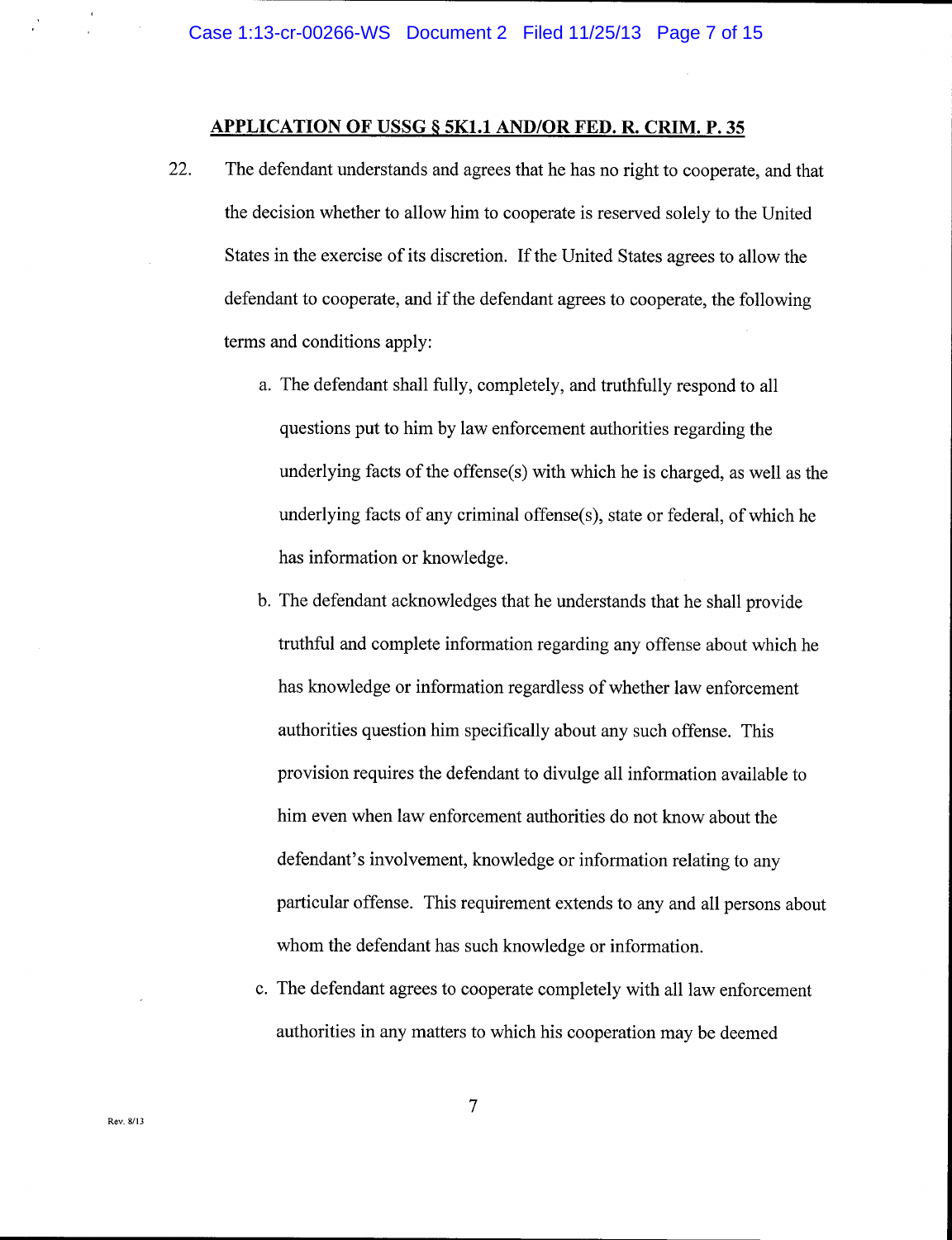## APPLICATION OF USSG § 5K1.1 AND/OR FED. R. CRIM. P. 35

22. The defendant understands and agrees that he has no right to cooperate, and that the decision whether to allow him to cooperate is reserved solely to the United States in the exercise of its discretion. If the United States agrees to allow the defendant to cooperate, and if the defendant agrees to cooperate, the following terms and conditions apply:

   a. The defendant shall fully, completely, and truthfully respond to all questions put to him by law enforcement authorities regarding the underlying facts of the offense(s) with which he is charged, as well as the underlying facts of any criminal offense(s), state or federal, of which he has information or knowledge.

   b. The defendant acknowledges that he understands that he shall provide truthful and complete information regarding any offense about which he has knowledge or information regardless of whether law enforcement authorities question him specifically about any such offense. This provision requires the defendant to divulge all information available to him even when law enforcement authorities do not know about the defendant's involvement, knowledge or information relating to any particular offense. This requirement extends to any and all persons about whom the defendant has such knowledge or information.

   c. The defendant agrees to cooperate completely with all law enforcement authorities in any matters to which his cooperation may be deemed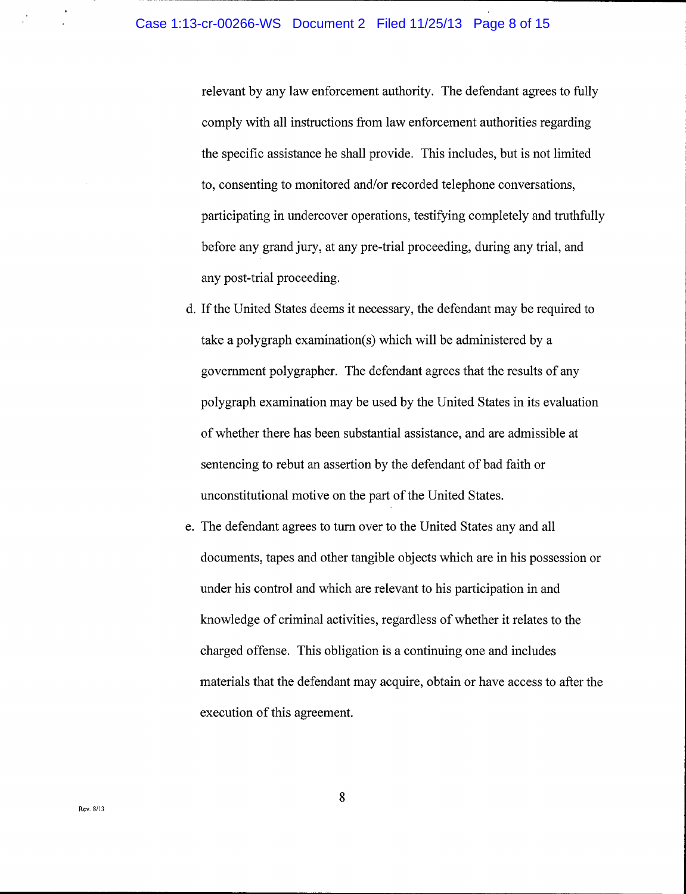relevant by any law enforcement authority. The defendant agrees to fully comply with all instructions from law enforcement authorities regarding the specific assistance he shall provide. This includes, but is not limited to, consenting to monitored and/or recorded telephone conversations, participating in undercover operations, testifying completely and truthfully before any grand jury, at any pre-trial proceeding, during any trial, and any post-trial proceeding.

d. If the United States deems it necessary, the defendant may be required to take a polygraph examination(s) which will be administered by a government polygrapher. The defendant agrees that the results of any polygraph examination may be used by the United States in its evaluation of whether there has been substantial assistance, and are admissible at sentencing to rebut an assertion by the defendant of bad faith or unconstitutional motive on the part of the United States.

e. The defendant agrees to turn over to the United States any and all documents, tapes and other tangible objects which are in his possession or under his control and which are relevant to his participation in and knowledge of criminal activities, regardless of whether it relates to the charged offense. This obligation is a continuing one and includes materials that the defendant may acquire, obtain or have access to after the execution of this agreement.

Rev. 8/13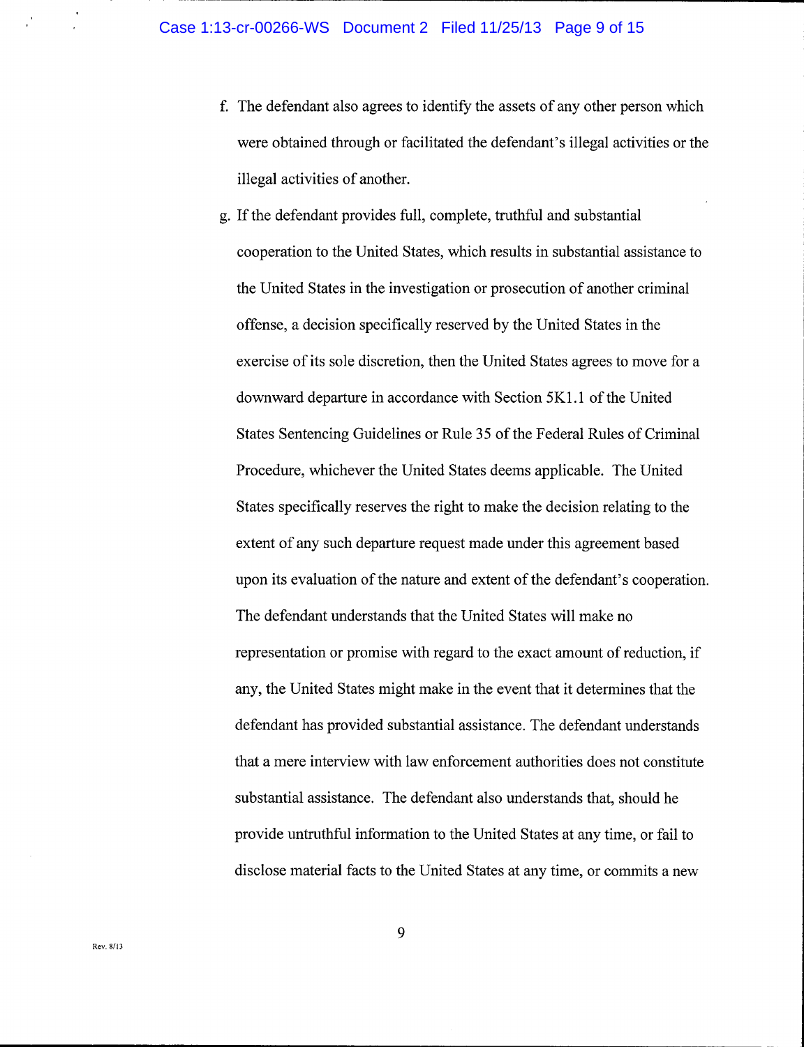f. The defendant also agrees to identify the assets of any other person which were obtained through or facilitated the defendant's illegal activities or the illegal activities of another.

g. If the defendant provides full, complete, truthful and substantial cooperation to the United States, which results in substantial assistance to the United States in the investigation or prosecution of another criminal offense, a decision specifically reserved by the United States in the exercise of its sole discretion, then the United States agrees to move for a downward departure in accordance with Section 5K1.1 of the United States Sentencing Guidelines or Rule 35 of the Federal Rules of Criminal Procedure, whichever the United States deems applicable. The United States specifically reserves the right to make the decision relating to the extent of any such departure request made under this agreement based upon its evaluation of the nature and extent of the defendant's cooperation. The defendant understands that the United States will make no representation or promise with regard to the exact amount of reduction, if any, the United States might make in the event that it determines that the defendant has provided substantial assistance. The defendant understands that a mere interview with law enforcement authorities does not constitute substantial assistance. The defendant also understands that, should he provide untruthful information to the United States at any time, or fail to disclose material facts to the United States at any time, or commits a new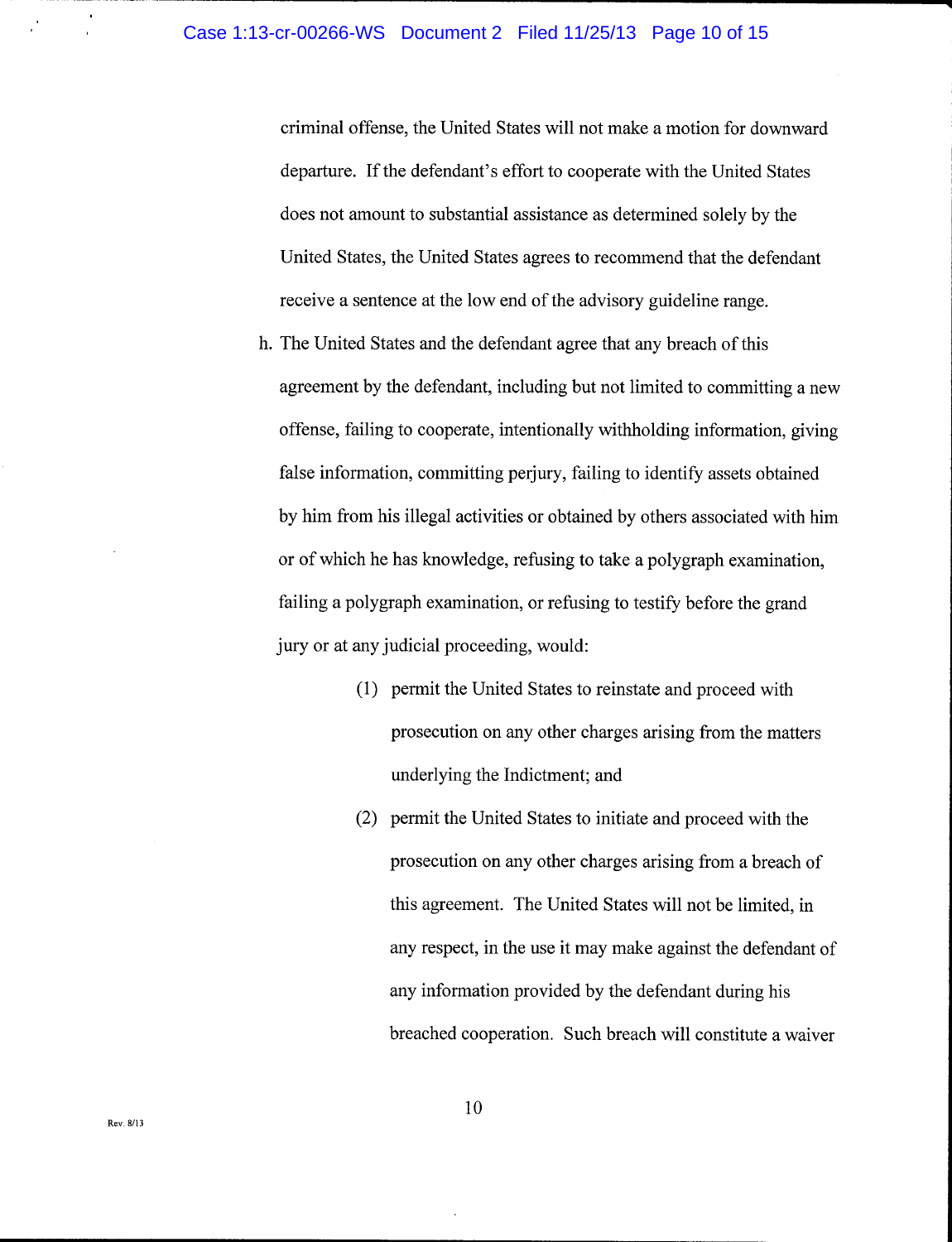criminal offense, the United States will not make a motion for downward departure. If the defendant's effort to cooperate with the United States does not amount to substantial assistance as determined solely by the United States, the United States agrees to recommend that the defendant receive a sentence at the low end of the advisory guideline range.

h. The United States and the defendant agree that any breach of this agreement by the defendant, including but not limited to committing a new offense, failing to cooperate, intentionally withholding information, giving false information, committing perjury, failing to identify assets obtained by him from his illegal activities or obtained by others associated with him or of which he has knowledge, refusing to take a polygraph examination, failing a polygraph examination, or refusing to testify before the grand jury or at any judicial proceeding, would:

    (1) permit the United States to reinstate and proceed with prosecution on any other charges arising from the matters underlying the Indictment; and

    (2) permit the United States to initiate and proceed with the prosecution on any other charges arising from a breach of this agreement. The United States will not be limited, in any respect, in the use it may make against the defendant of any information provided by the defendant during his breached cooperation. Such breach will constitute a waiver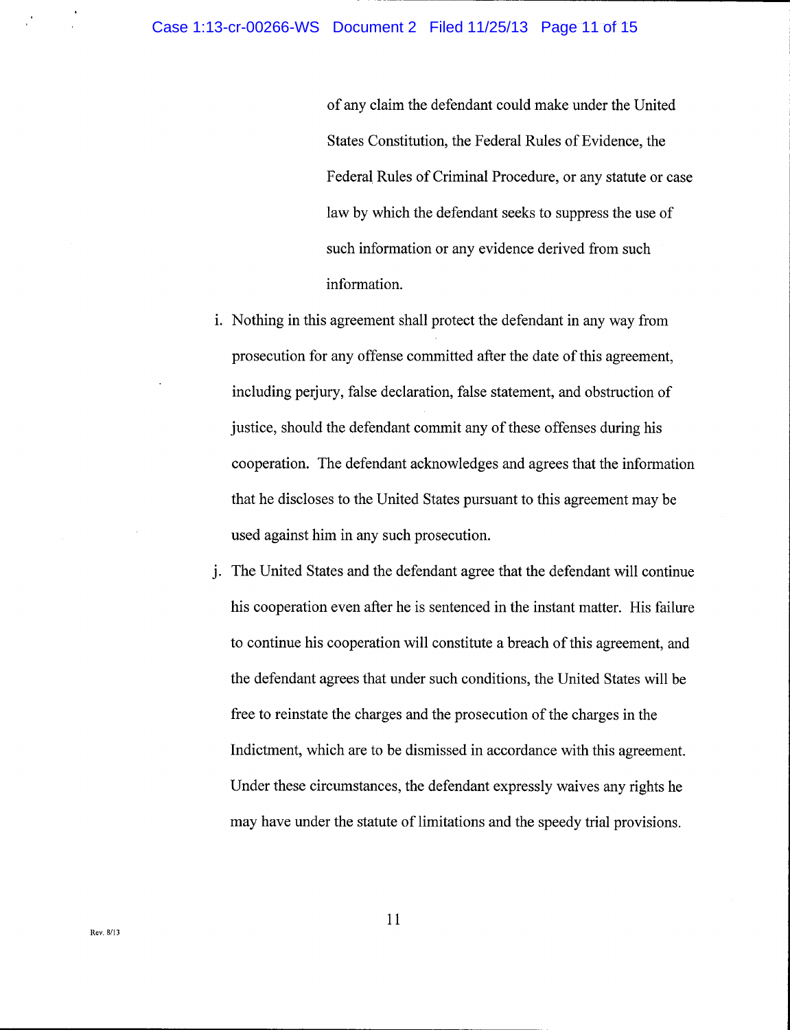of any claim the defendant could make under the United States Constitution, the Federal Rules of Evidence, the Federal Rules of Criminal Procedure, or any statute or case law by which the defendant seeks to suppress the use of such information or any evidence derived from such information.

i. Nothing in this agreement shall protect the defendant in any way from prosecution for any offense committed after the date of this agreement, including perjury, false declaration, false statement, and obstruction of justice, should the defendant commit any of these offenses during his cooperation. The defendant acknowledges and agrees that the information that he discloses to the United States pursuant to this agreement may be used against him in any such prosecution.

j. The United States and the defendant agree that the defendant will continue his cooperation even after he is sentenced in the instant matter. His failure to continue his cooperation will constitute a breach of this agreement, and the defendant agrees that under such conditions, the United States will be free to reinstate the charges and the prosecution of the charges in the Indictment, which are to be dismissed in accordance with this agreement. Under these circumstances, the defendant expressly waives any rights he may have under the statute of limitations and the speedy trial provisions.

Rev. 8/13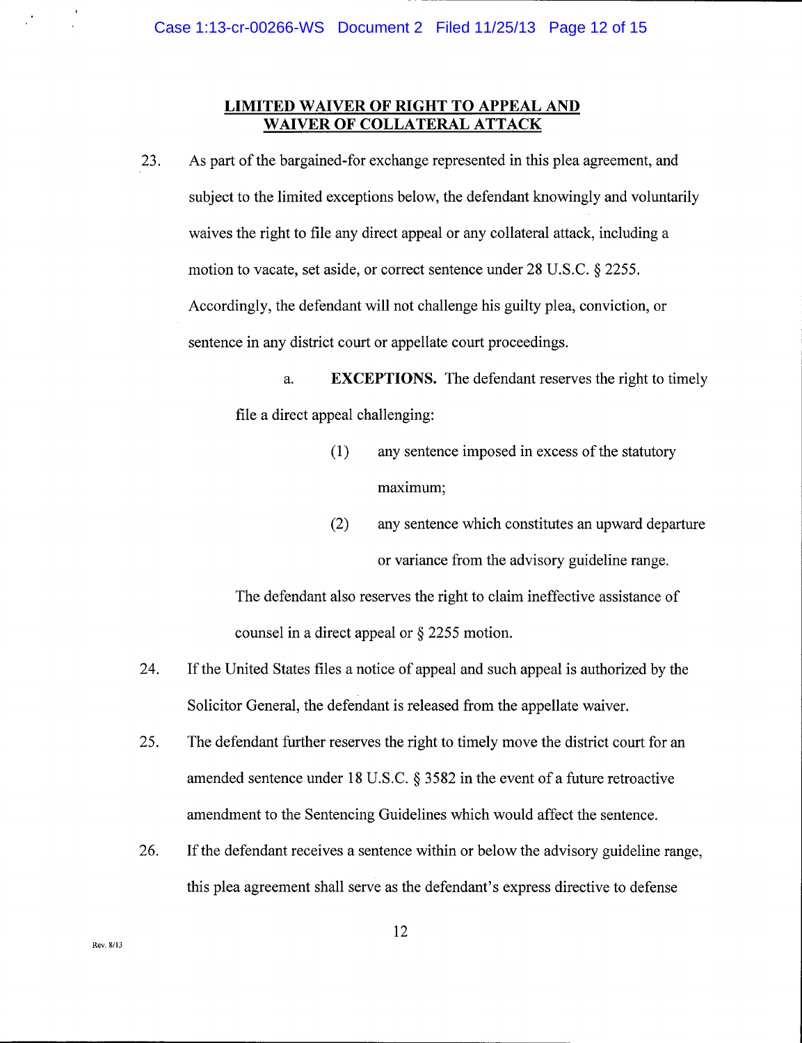## LIMITED WAIVER OF RIGHT TO APPEAL AND WAIVER OF COLLATERAL ATTACK

23. As part of the bargained-for exchange represented in this plea agreement, and subject to the limited exceptions below, the defendant knowingly and voluntarily waives the right to file any direct appeal or any collateral attack, including a motion to vacate, set aside, or correct sentence under 28 U.S.C. § 2255. Accordingly, the defendant will not challenge his guilty plea, conviction, or sentence in any district court or appellate court proceedings.

    a. **EXCEPTIONS.** The defendant reserves the right to timely file a direct appeal challenging:

        (1) any sentence imposed in excess of the statutory maximum;

        (2) any sentence which constitutes an upward departure or variance from the advisory guideline range.

    The defendant also reserves the right to claim ineffective assistance of counsel in a direct appeal or § 2255 motion.

24. If the United States files a notice of appeal and such appeal is authorized by the Solicitor General, the defendant is released from the appellate waiver.

25. The defendant further reserves the right to timely move the district court for an amended sentence under 18 U.S.C. § 3582 in the event of a future retroactive amendment to the Sentencing Guidelines which would affect the sentence.

26. If the defendant receives a sentence within or below the advisory guideline range, this plea agreement shall serve as the defendant's express directive to defense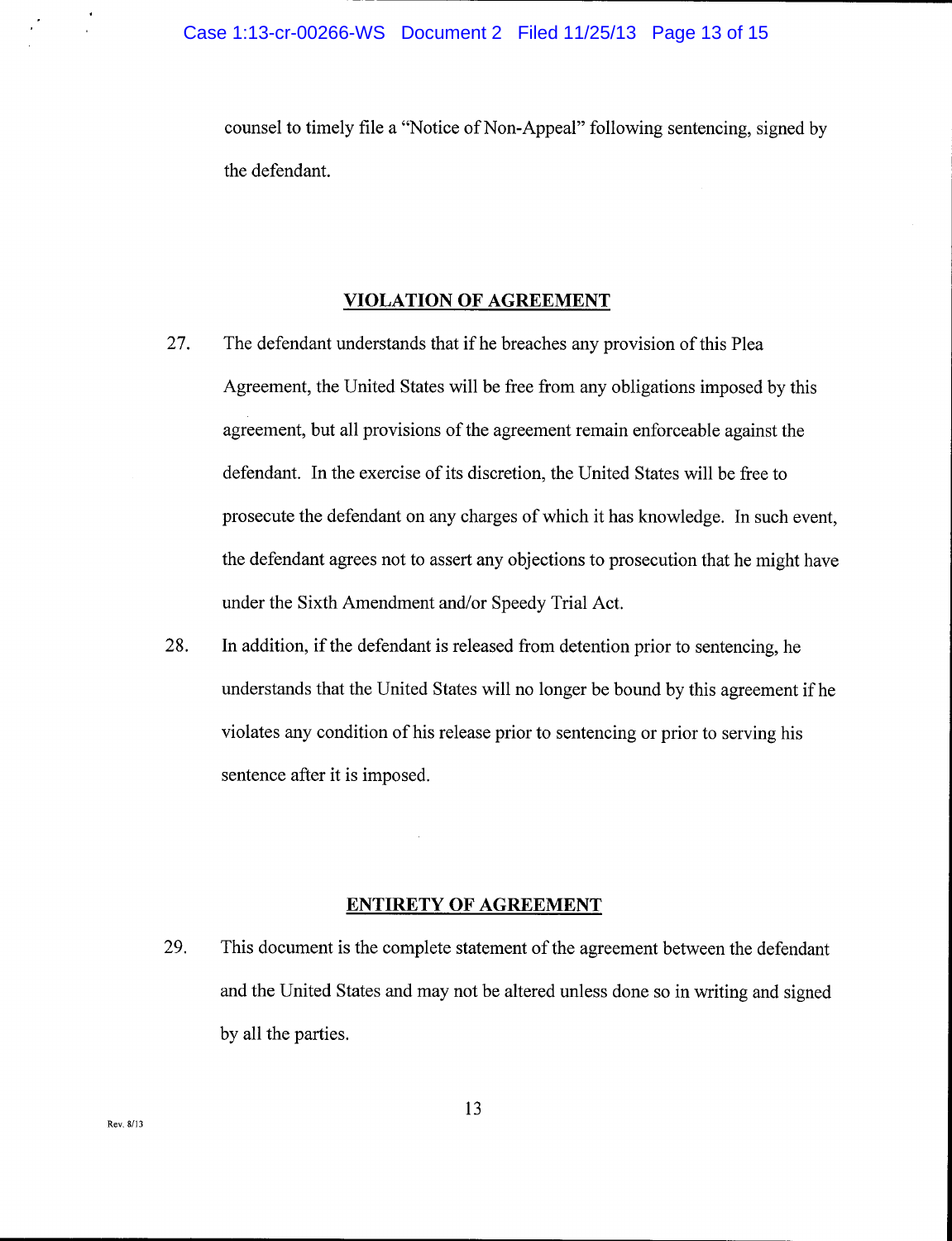counsel to timely file a "Notice of Non-Appeal" following sentencing, signed by the defendant.

## VIOLATION OF AGREEMENT

27. The defendant understands that if he breaches any provision of this Plea Agreement, the United States will be free from any obligations imposed by this agreement, but all provisions of the agreement remain enforceable against the defendant. In the exercise of its discretion, the United States will be free to prosecute the defendant on any charges of which it has knowledge. In such event, the defendant agrees not to assert any objections to prosecution that he might have under the Sixth Amendment and/or Speedy Trial Act.

28. In addition, if the defendant is released from detention prior to sentencing, he understands that the United States will no longer be bound by this agreement if he violates any condition of his release prior to sentencing or prior to serving his sentence after it is imposed.

## ENTIRETY OF AGREEMENT

29. This document is the complete statement of the agreement between the defendant and the United States and may not be altered unless done so in writing and signed by all the parties.

Rev. 8/13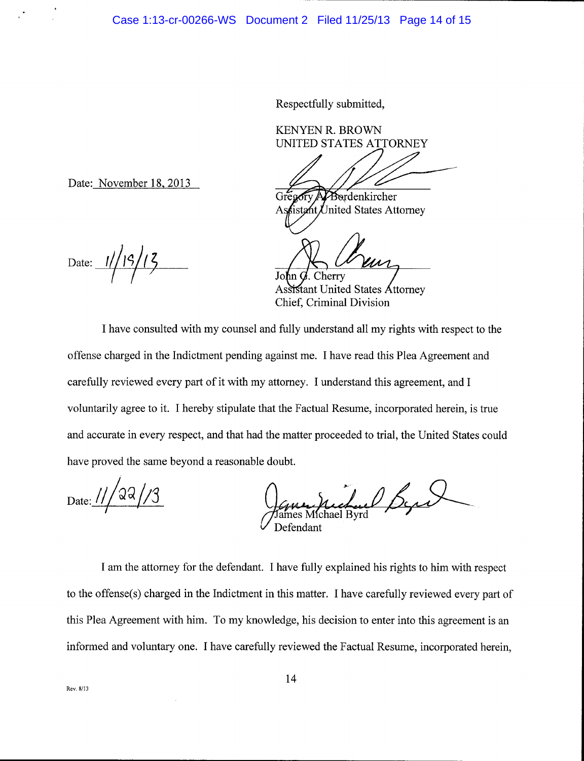Respectfully submitted,

KENYEN R. BROWN
UNITED STATES ATTORNEY

Date: November 18, 2013

Gregory A. Bordenkircher
Assistant United States Attorney

Date: 11/19/13

John G. Cherry
Assistant United States Attorney
Chief, Criminal Division

I have consulted with my counsel and fully understand all my rights with respect to the offense charged in the Indictment pending against me. I have read this Plea Agreement and carefully reviewed every part of it with my attorney. I understand this agreement, and I voluntarily agree to it. I hereby stipulate that the Factual Resume, incorporated herein, is true and accurate in every respect, and that had the matter proceeded to trial, the United States could have proved the same beyond a reasonable doubt.

Date: 11/22/13

James Michael Byrd
Defendant

I am the attorney for the defendant. I have fully explained his rights to him with respect to the offense(s) charged in the Indictment in this matter. I have carefully reviewed every part of this Plea Agreement with him. To my knowledge, his decision to enter into this agreement is an informed and voluntary one. I have carefully reviewed the Factual Resume, incorporated herein,

Rev. 8/13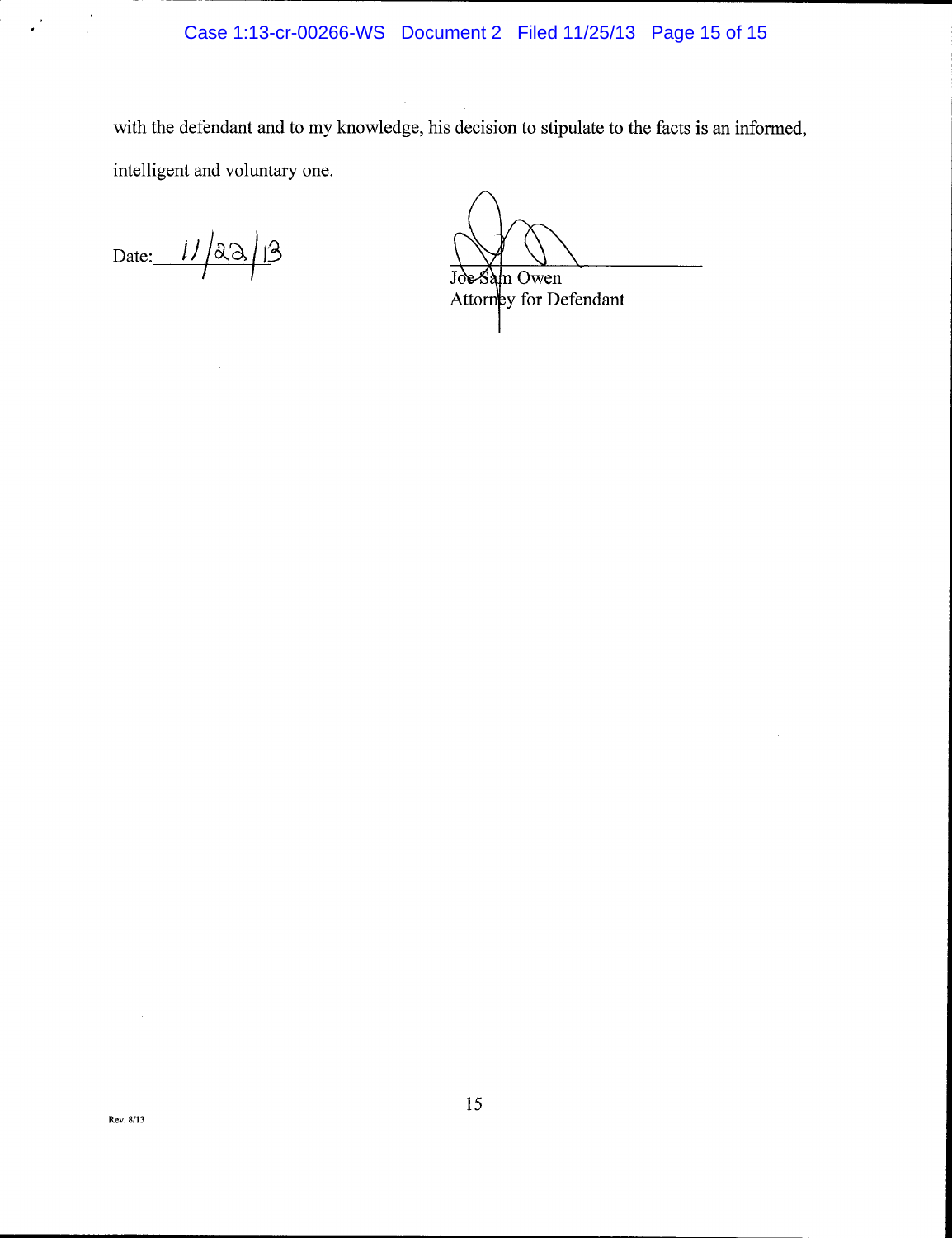with the defendant and to my knowledge, his decision to stipulate to the facts is an informed, intelligent and voluntary one.

Date: 11/22/13

Joe Sam Owen
Attorney for Defendant

Rev. 8/13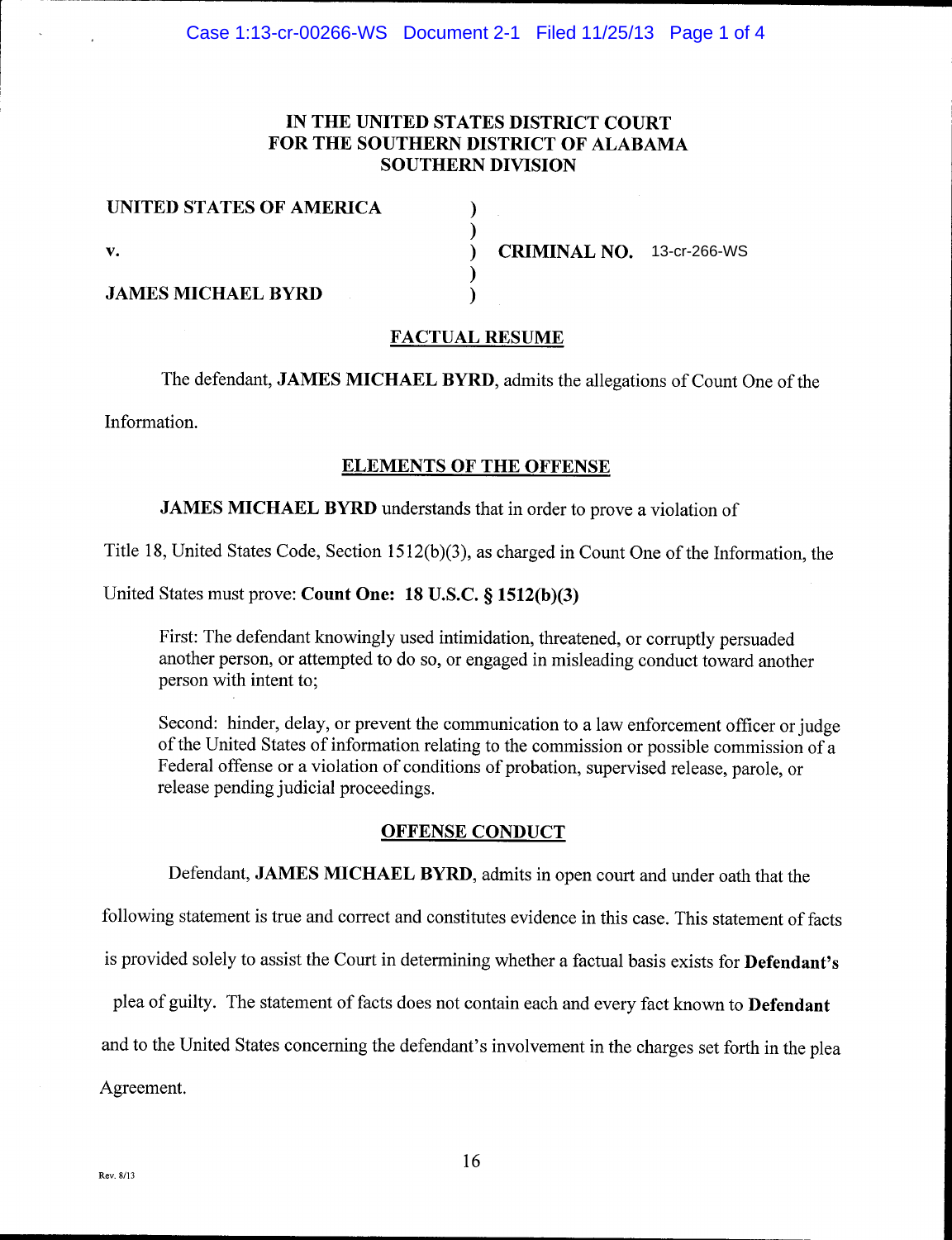IN THE UNITED STATES DISTRICT COURT
FOR THE SOUTHERN DISTRICT OF ALABAMA
SOUTHERN DIVISION

| | | |
|---|---|---|
| **UNITED STATES OF AMERICA** | ) | |
| | ) | |
| **v.** | ) | **CRIMINAL NO.** 13-cr-266-WS |
| | ) | |
| **JAMES MICHAEL BYRD** | ) | |

## FACTUAL RESUME

The defendant, **JAMES MICHAEL BYRD**, admits the allegations of Count One of the Information.

## ELEMENTS OF THE OFFENSE

**JAMES MICHAEL BYRD** understands that in order to prove a violation of Title 18, United States Code, Section 1512(b)(3), as charged in Count One of the Information, the United States must prove: **Count One: 18 U.S.C. § 1512(b)(3)**

> First: The defendant knowingly used intimidation, threatened, or corruptly persuaded another person, or attempted to do so, or engaged in misleading conduct toward another person with intent to;
>
> Second: hinder, delay, or prevent the communication to a law enforcement officer or judge of the United States of information relating to the commission or possible commission of a Federal offense or a violation of conditions of probation, supervised release, parole, or release pending judicial proceedings.

## OFFENSE CONDUCT

Defendant, **JAMES MICHAEL BYRD**, admits in open court and under oath that the following statement is true and correct and constitutes evidence in this case. This statement of facts is provided solely to assist the Court in determining whether a factual basis exists for **Defendant's** plea of guilty. The statement of facts does not contain each and every fact known to **Defendant** and to the United States concerning the defendant's involvement in the charges set forth in the plea Agreement.

Rev. 8/13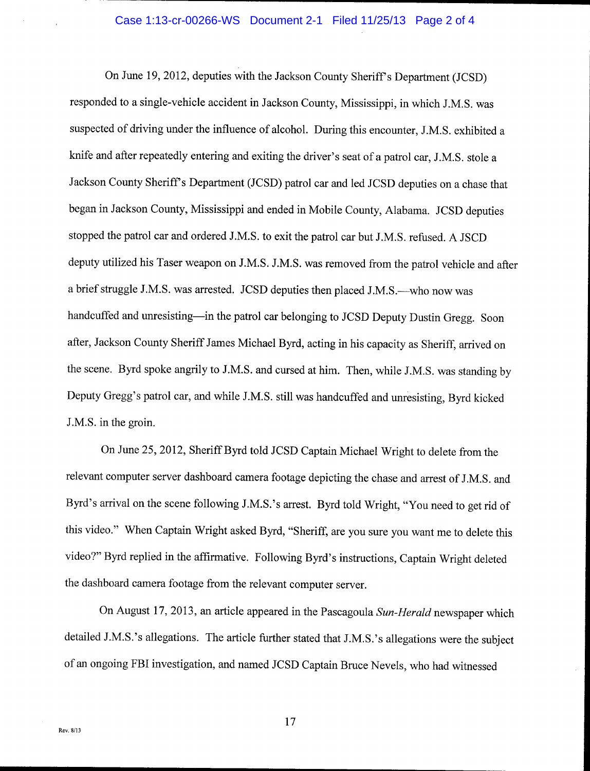On June 19, 2012, deputies with the Jackson County Sheriff's Department (JCSD) responded to a single-vehicle accident in Jackson County, Mississippi, in which J.M.S. was suspected of driving under the influence of alcohol. During this encounter, J.M.S. exhibited a knife and after repeatedly entering and exiting the driver's seat of a patrol car, J.M.S. stole a Jackson County Sheriff's Department (JCSD) patrol car and led JCSD deputies on a chase that began in Jackson County, Mississippi and ended in Mobile County, Alabama. JCSD deputies stopped the patrol car and ordered J.M.S. to exit the patrol car but J.M.S. refused. A JSCD deputy utilized his Taser weapon on J.M.S. J.M.S. was removed from the patrol vehicle and after a brief struggle J.M.S. was arrested. JCSD deputies then placed J.M.S.—who now was handcuffed and unresisting—in the patrol car belonging to JCSD Deputy Dustin Gregg. Soon after, Jackson County Sheriff James Michael Byrd, acting in his capacity as Sheriff, arrived on the scene. Byrd spoke angrily to J.M.S. and cursed at him. Then, while J.M.S. was standing by Deputy Gregg's patrol car, and while J.M.S. still was handcuffed and unresisting, Byrd kicked J.M.S. in the groin.

On June 25, 2012, Sheriff Byrd told JCSD Captain Michael Wright to delete from the relevant computer server dashboard camera footage depicting the chase and arrest of J.M.S. and Byrd's arrival on the scene following J.M.S.'s arrest. Byrd told Wright, "You need to get rid of this video." When Captain Wright asked Byrd, "Sheriff, are you sure you want me to delete this video?" Byrd replied in the affirmative. Following Byrd's instructions, Captain Wright deleted the dashboard camera footage from the relevant computer server.

On August 17, 2013, an article appeared in the Pascagoula *Sun-Herald* newspaper which detailed J.M.S.'s allegations. The article further stated that J.M.S.'s allegations were the subject of an ongoing FBI investigation, and named JCSD Captain Bruce Nevels, who had witnessed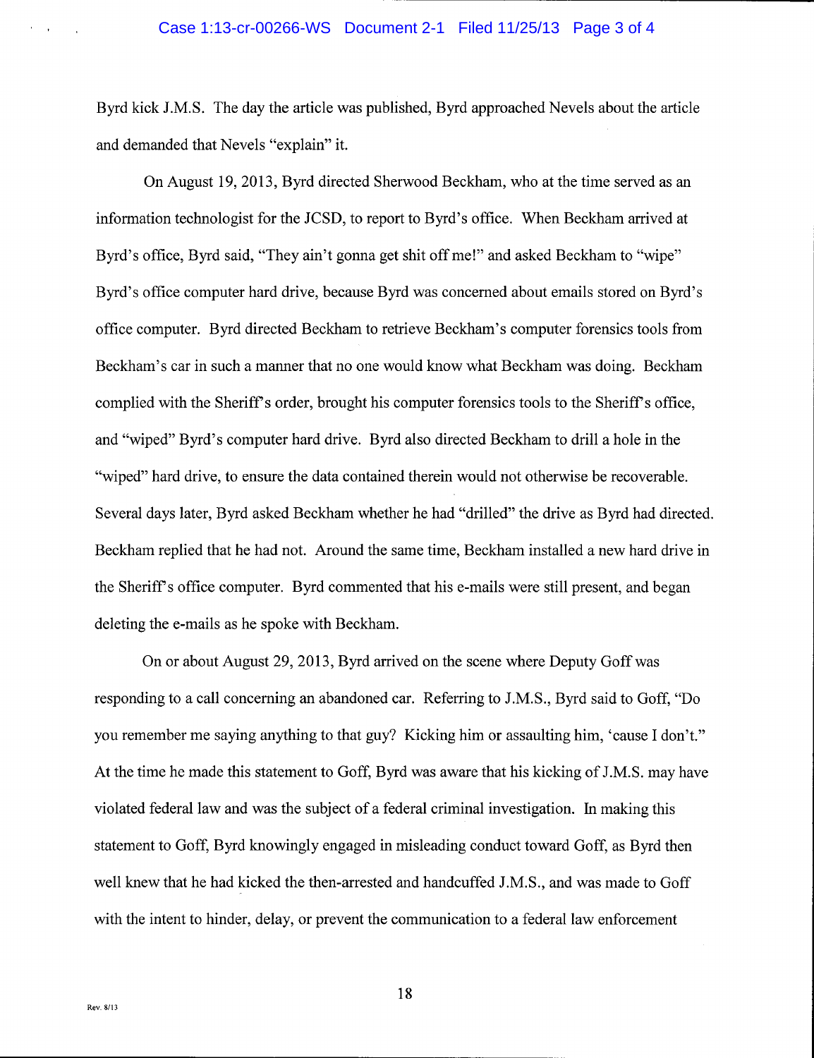Byrd kick J.M.S. The day the article was published, Byrd approached Nevels about the article and demanded that Nevels "explain" it.

On August 19, 2013, Byrd directed Sherwood Beckham, who at the time served as an information technologist for the JCSD, to report to Byrd's office. When Beckham arrived at Byrd's office, Byrd said, "They ain't gonna get shit off me!" and asked Beckham to "wipe" Byrd's office computer hard drive, because Byrd was concerned about emails stored on Byrd's office computer. Byrd directed Beckham to retrieve Beckham's computer forensics tools from Beckham's car in such a manner that no one would know what Beckham was doing. Beckham complied with the Sheriff's order, brought his computer forensics tools to the Sheriff's office, and "wiped" Byrd's computer hard drive. Byrd also directed Beckham to drill a hole in the "wiped" hard drive, to ensure the data contained therein would not otherwise be recoverable. Several days later, Byrd asked Beckham whether he had "drilled" the drive as Byrd had directed. Beckham replied that he had not. Around the same time, Beckham installed a new hard drive in the Sheriff's office computer. Byrd commented that his e-mails were still present, and began deleting the e-mails as he spoke with Beckham.

On or about August 29, 2013, Byrd arrived on the scene where Deputy Goff was responding to a call concerning an abandoned car. Referring to J.M.S., Byrd said to Goff, "Do you remember me saying anything to that guy? Kicking him or assaulting him, 'cause I don't." At the time he made this statement to Goff, Byrd was aware that his kicking of J.M.S. may have violated federal law and was the subject of a federal criminal investigation. In making this statement to Goff, Byrd knowingly engaged in misleading conduct toward Goff, as Byrd then well knew that he had kicked the then-arrested and handcuffed J.M.S., and was made to Goff with the intent to hinder, delay, or prevent the communication to a federal law enforcement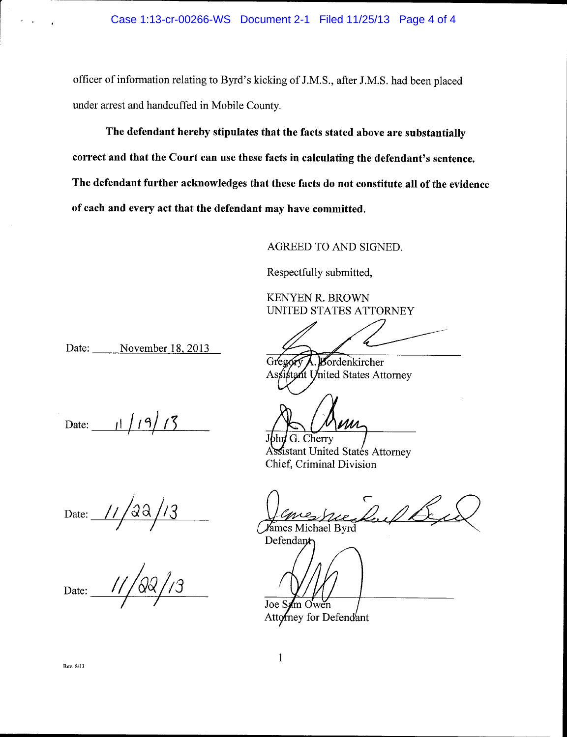officer of information relating to Byrd's kicking of J.M.S., after J.M.S. had been placed under arrest and handcuffed in Mobile County.

**The defendant hereby stipulates that the facts stated above are substantially correct and that the Court can use these facts in calculating the defendant's sentence. The defendant further acknowledges that these facts do not constitute all of the evidence of each and every act that the defendant may have committed.**

AGREED TO AND SIGNED.

Respectfully submitted,

KENYEN R. BROWN
UNITED STATES ATTORNEY

Date: November 18, 2013

Gregory A. Bordenkircher
Assistant United States Attorney

Date: 11/19/13

John G. Cherry
Assistant United States Attorney
Chief, Criminal Division

Date: 11/22/13

James Michael Byrd
Defendant

Date: 11/22/13

Joe Sam Owen
Attorney for Defendant

Rev. 8/13